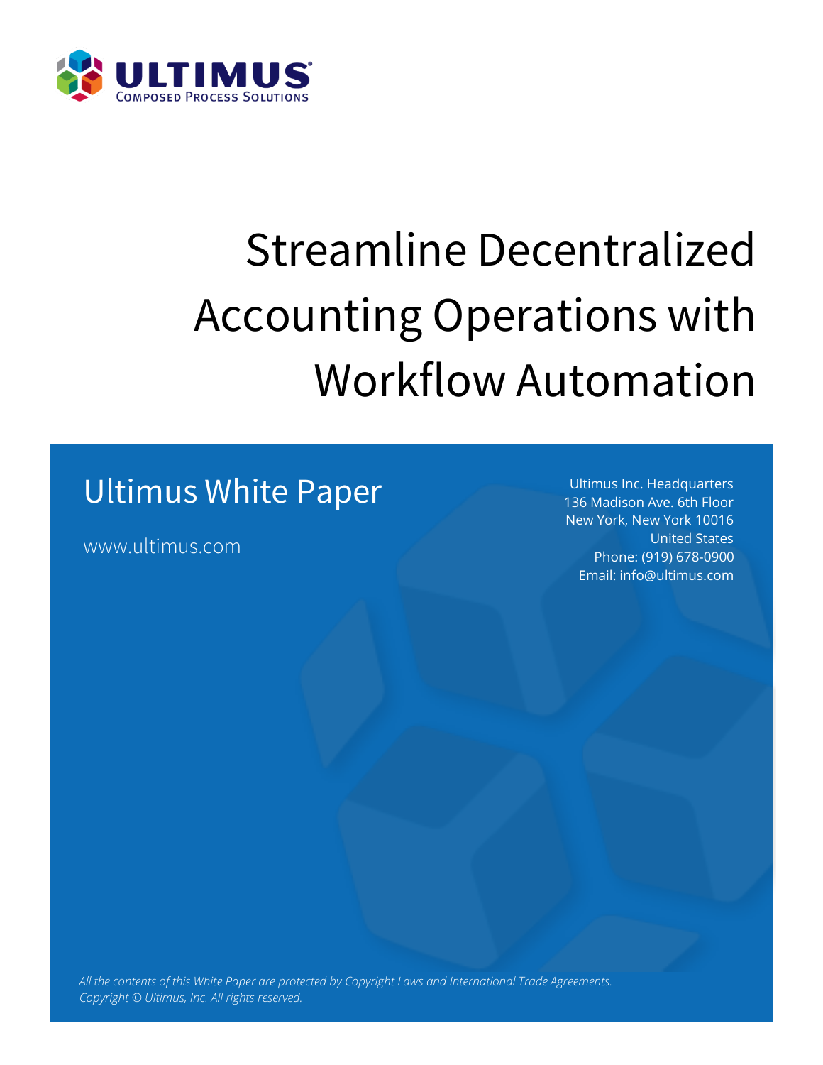ULTIMUS

Composed Process Solutions

# Streamline Decentralized Accounting Operations with Workflow Automation

## Ultimus White Paper

www.ultimus.com

Ultimus Inc. Headquarters
136 Madison Ave. 6th Floor
New York, New York 10016
United States
Phone: (919) 678-0900
Email: info@ultimus.com

*All the contents of this White Paper are protected by Copyright Laws and International Trade Agreements.*
*Copyright © Ultimus, Inc. All rights reserved.*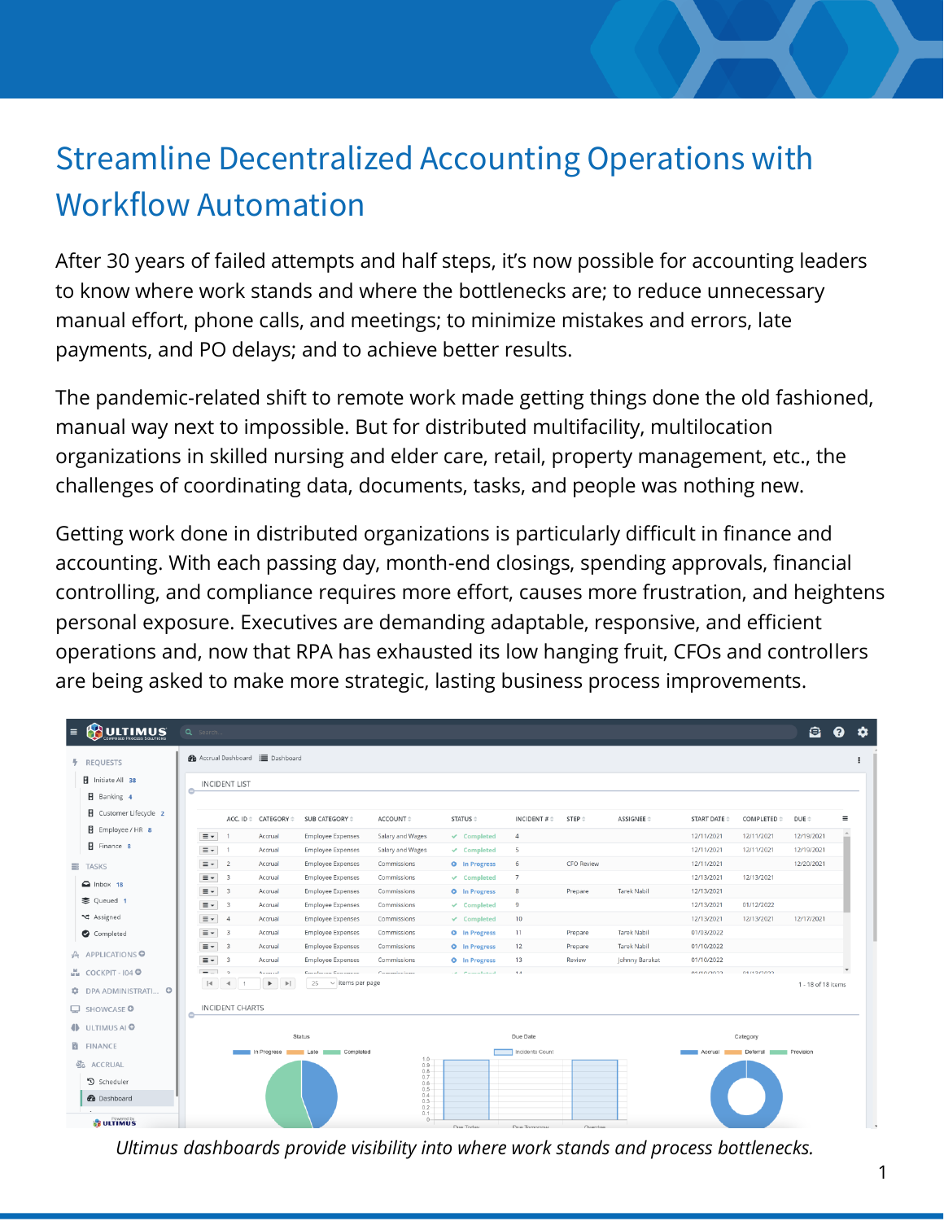# Streamline Decentralized Accounting Operations with Workflow Automation

After 30 years of failed attempts and half steps, it's now possible for accounting leaders to know where work stands and where the bottlenecks are; to reduce unnecessary manual effort, phone calls, and meetings; to minimize mistakes and errors, late payments, and PO delays; and to achieve better results.

The pandemic-related shift to remote work made getting things done the old fashioned, manual way next to impossible. But for distributed multifacility, multilocation organizations in skilled nursing and elder care, retail, property management, etc., the challenges of coordinating data, documents, tasks, and people was nothing new.

Getting work done in distributed organizations is particularly difficult in finance and accounting. With each passing day, month-end closings, spending approvals, financial controlling, and compliance requires more effort, causes more frustration, and heightens personal exposure. Executives are demanding adaptable, responsive, and efficient operations and, now that RPA has exhausted its low hanging fruit, CFOs and controllers are being asked to make more strategic, lasting business process improvements.

*Ultimus dashboards provide visibility into where work stands and process bottlenecks.*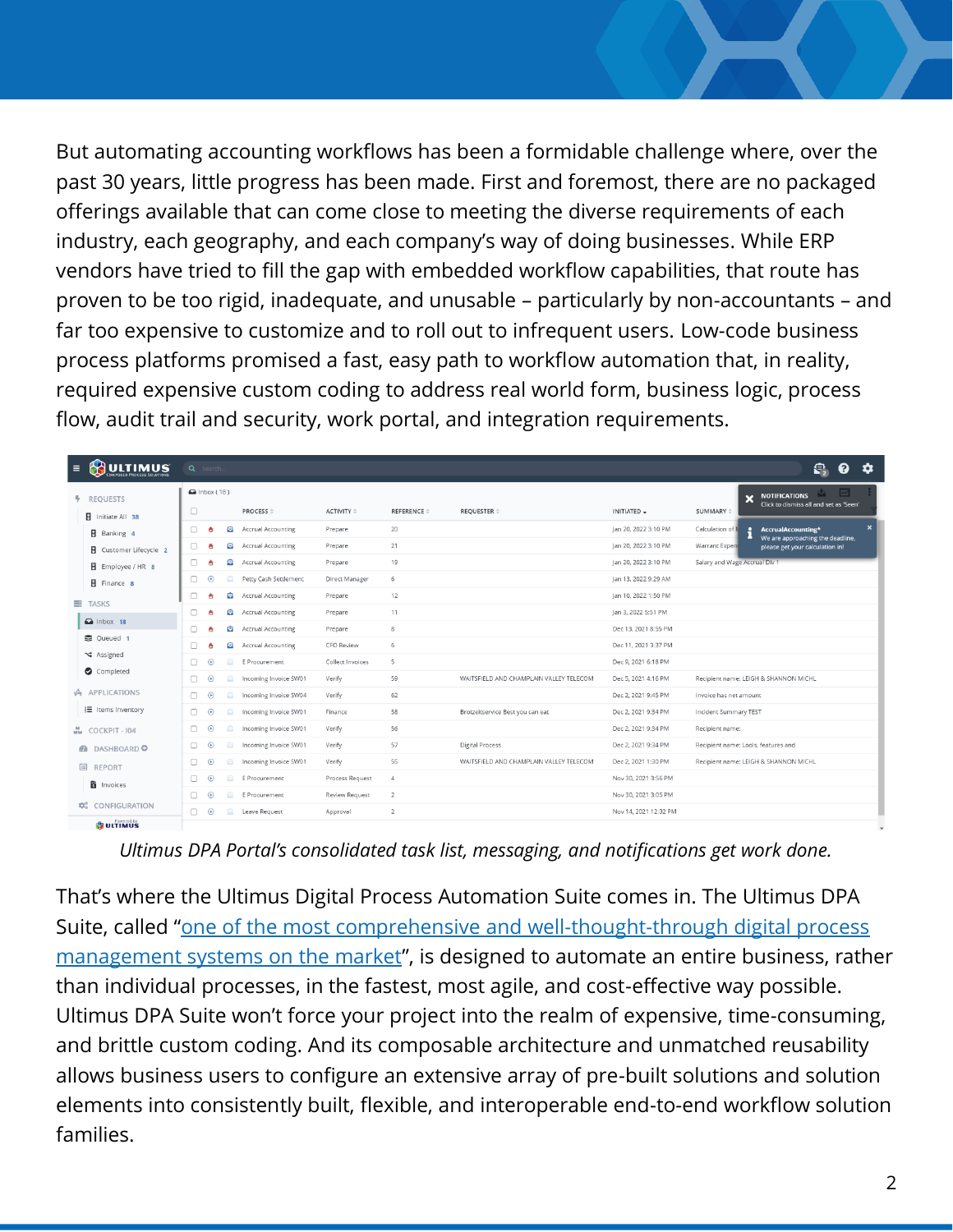But automating accounting workflows has been a formidable challenge where, over the past 30 years, little progress has been made. First and foremost, there are no packaged offerings available that can come close to meeting the diverse requirements of each industry, each geography, and each company's way of doing businesses. While ERP vendors have tried to fill the gap with embedded workflow capabilities, that route has proven to be too rigid, inadequate, and unusable – particularly by non-accountants – and far too expensive to customize and to roll out to infrequent users. Low-code business process platforms promised a fast, easy path to workflow automation that, in reality, required expensive custom coding to address real world form, business logic, process flow, audit trail and security, work portal, and integration requirements.

*Ultimus DPA Portal's consolidated task list, messaging, and notifications get work done.*

That's where the Ultimus Digital Process Automation Suite comes in. The Ultimus DPA Suite, called "[one of the most comprehensive and well-thought-through digital process management systems on the market]()", is designed to automate an entire business, rather than individual processes, in the fastest, most agile, and cost-effective way possible. Ultimus DPA Suite won't force your project into the realm of expensive, time-consuming, and brittle custom coding. And its composable architecture and unmatched reusability allows business users to configure an extensive array of pre-built solutions and solution elements into consistently built, flexible, and interoperable end-to-end workflow solution families.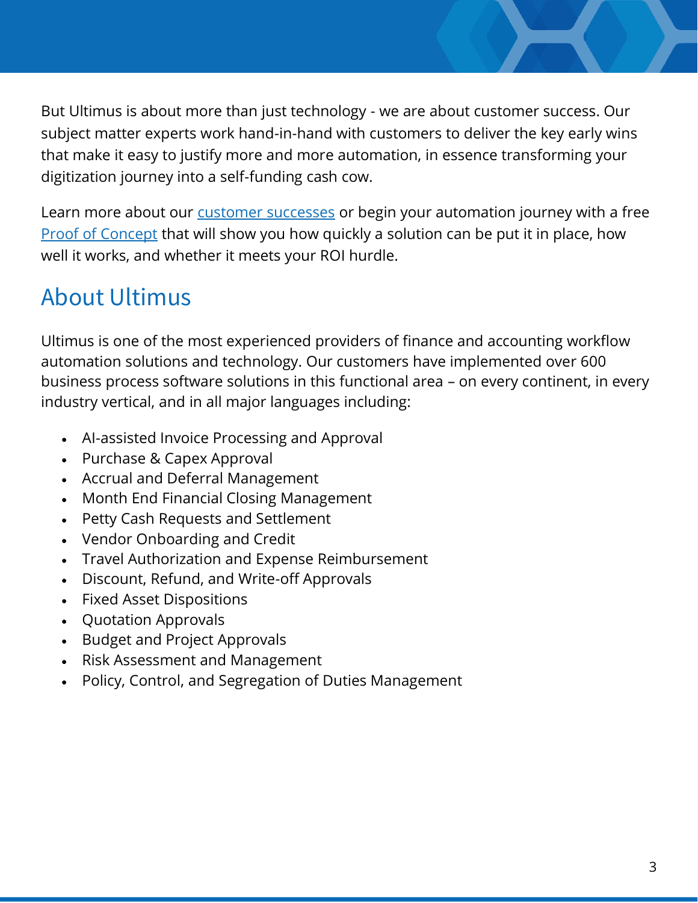But Ultimus is about more than just technology - we are about customer success. Our subject matter experts work hand-in-hand with customers to deliver the key early wins that make it easy to justify more and more automation, in essence transforming your digitization journey into a self-funding cash cow.

Learn more about our customer successes or begin your automation journey with a free Proof of Concept that will show you how quickly a solution can be put it in place, how well it works, and whether it meets your ROI hurdle.

## About Ultimus

Ultimus is one of the most experienced providers of finance and accounting workflow automation solutions and technology. Our customers have implemented over 600 business process software solutions in this functional area – on every continent, in every industry vertical, and in all major languages including:

- AI-assisted Invoice Processing and Approval
- Purchase & Capex Approval
- Accrual and Deferral Management
- Month End Financial Closing Management
- Petty Cash Requests and Settlement
- Vendor Onboarding and Credit
- Travel Authorization and Expense Reimbursement
- Discount, Refund, and Write-off Approvals
- Fixed Asset Dispositions
- Quotation Approvals
- Budget and Project Approvals
- Risk Assessment and Management
- Policy, Control, and Segregation of Duties Management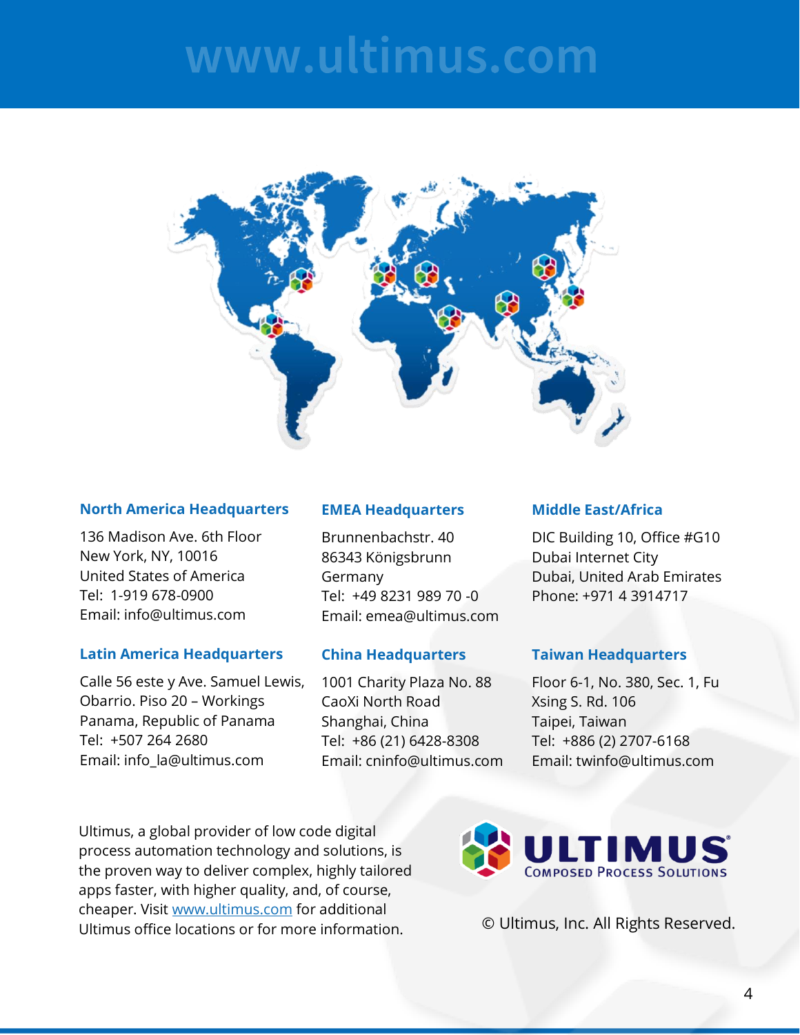# www.ultimus.com

### North America Headquarters

136 Madison Ave. 6th Floor
New York, NY, 10016
United States of America
Tel: 1-919 678-0900
Email: info@ultimus.com

### EMEA Headquarters

Brunnenbachstr. 40
86343 Königsbrunn
Germany
Tel: +49 8231 989 70 -0
Email: emea@ultimus.com

### Middle East/Africa

DIC Building 10, Office #G10
Dubai Internet City
Dubai, United Arab Emirates
Phone: +971 4 3914717

### Latin America Headquarters

Calle 56 este y Ave. Samuel Lewis,
Obarrio. Piso 20 – Workings
Panama, Republic of Panama
Tel: +507 264 2680
Email: info_la@ultimus.com

### China Headquarters

1001 Charity Plaza No. 88
CaoXi North Road
Shanghai, China
Tel: +86 (21) 6428-8308
Email: cninfo@ultimus.com

### Taiwan Headquarters

Floor 6-1, No. 380, Sec. 1, Fu
Xsing S. Rd. 106
Taipei, Taiwan
Tel: +886 (2) 2707-6168
Email: twinfo@ultimus.com

Ultimus, a global provider of low code digital process automation technology and solutions, is the proven way to deliver complex, highly tailored apps faster, with higher quality, and, of course, cheaper. Visit www.ultimus.com for additional Ultimus office locations or for more information.

ULTIMUS
COMPOSED PROCESS SOLUTIONS

© Ultimus, Inc. All Rights Reserved.